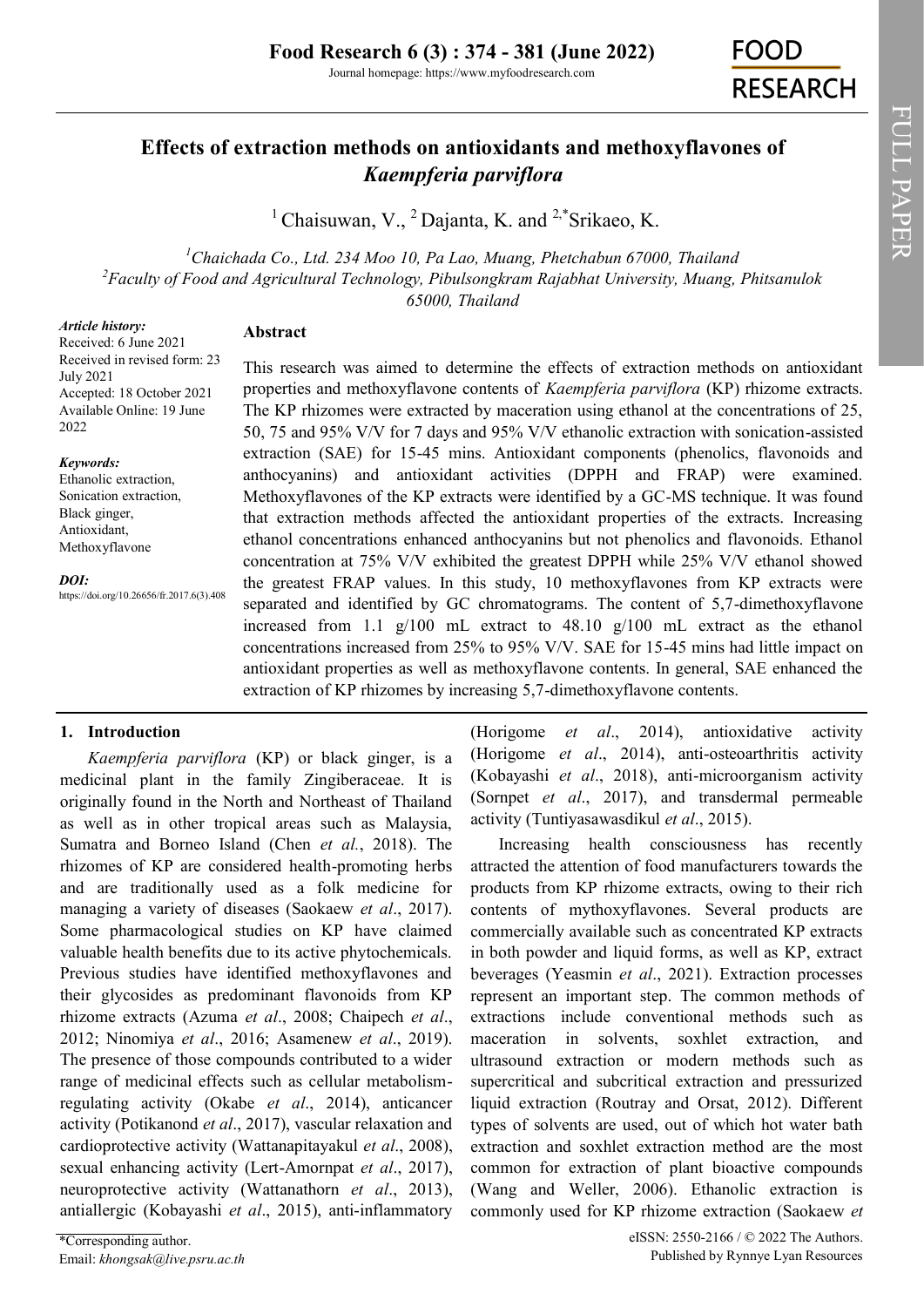# Effects of extraction methods on antioxidants and methoxyflavones of *Kaempferia parviflora*

[1] Chaisuwan, V., [2] Dajanta, K. and [2,*]Srikaeo, K.

[1]*Chaichada Co., Ltd. 234 Moo 10, Pa Lao, Muang, Phetchabun 67000, Thailand*
[2]*Faculty of Food and Agricultural Technology, Pibulsongkram Rajabhat University, Muang, Phitsanulok 65000, Thailand*

***Article history:***
Received: 6 June 2021
Received in revised form: 23 July 2021
Accepted: 18 October 2021
Available Online: 19 June 2022

***Keywords:***
Ethanolic extraction,
Sonication extraction,
Black ginger,
Antioxidant,
Methoxyflavone

***DOI:***
https://doi.org/10.26656/fr.2017.6(3).408

## Abstract

This research was aimed to determine the effects of extraction methods on antioxidant properties and methoxyflavone contents of *Kaempferia parviflora* (KP) rhizome extracts. The KP rhizomes were extracted by maceration using ethanol at the concentrations of 25, 50, 75 and 95% V/V for 7 days and 95% V/V ethanolic extraction with sonication-assisted extraction (SAE) for 15-45 mins. Antioxidant components (phenolics, flavonoids and anthocyanins) and antioxidant activities (DPPH and FRAP) were examined. Methoxyflavones of the KP extracts were identified by a GC-MS technique. It was found that extraction methods affected the antioxidant properties of the extracts. Increasing ethanol concentrations enhanced anthocyanins but not phenolics and flavonoids. Ethanol concentration at 75% V/V exhibited the greatest DPPH while 25% V/V ethanol showed the greatest FRAP values. In this study, 10 methoxyflavones from KP extracts were separated and identified by GC chromatograms. The content of 5,7-dimethoxyflavone increased from 1.1 g/100 mL extract to 48.10 g/100 mL extract as the ethanol concentrations increased from 25% to 95% V/V. SAE for 15-45 mins had little impact on antioxidant properties as well as methoxyflavone contents. In general, SAE enhanced the extraction of KP rhizomes by increasing 5,7-dimethoxyflavone contents.

## 1. Introduction

*Kaempferia parviflora* (KP) or black ginger, is a medicinal plant in the family Zingiberaceae. It is originally found in the North and Northeast of Thailand as well as in other tropical areas such as Malaysia, Sumatra and Borneo Island (Chen *et al.*, 2018). The rhizomes of KP are considered health-promoting herbs and are traditionally used as a folk medicine for managing a variety of diseases (Saokaew *et al*., 2017). Some pharmacological studies on KP have claimed valuable health benefits due to its active phytochemicals. Previous studies have identified methoxyflavones and their glycosides as predominant flavonoids from KP rhizome extracts (Azuma *et al*., 2008; Chaipech *et al*., 2012; Ninomiya *et al*., 2016; Asamenew *et al*., 2019). The presence of those compounds contributed to a wider range of medicinal effects such as cellular metabolism-regulating activity (Okabe *et al*., 2014), anticancer activity (Potikanond *et al*., 2017), vascular relaxation and cardioprotective activity (Wattanapitayakul *et al*., 2008), sexual enhancing activity (Lert-Amornpat *et al*., 2017), neuroprotective activity (Wattanathorn *et al*., 2013), antiallergic (Kobayashi *et al*., 2015), anti-inflammatory (Horigome *et al*., 2014), antioxidative activity (Horigome *et al*., 2014), anti-osteoarthritis activity (Kobayashi *et al*., 2018), anti-microorganism activity (Sornpet *et al*., 2017), and transdermal permeable activity (Tuntiyasawasdikul *et al*., 2015).

Increasing health consciousness has recently attracted the attention of food manufacturers towards the products from KP rhizome extracts, owing to their rich contents of mythoxyflavones. Several products are commercially available such as concentrated KP extracts in both powder and liquid forms, as well as KP, extract beverages (Yeasmin *et al*., 2021). Extraction processes represent an important step. The common methods of extractions include conventional methods such as maceration in solvents, soxhlet extraction, and ultrasound extraction or modern methods such as supercritical and subcritical extraction and pressurized liquid extraction (Routray and Orsat, 2012). Different types of solvents are used, out of which hot water bath extraction and soxhlet extraction method are the most common for extraction of plant bioactive compounds (Wang and Weller, 2006). Ethanolic extraction is commonly used for KP rhizome extraction (Saokaew *et*

*Corresponding author.
Email: *khongsak@live.psru.ac.th*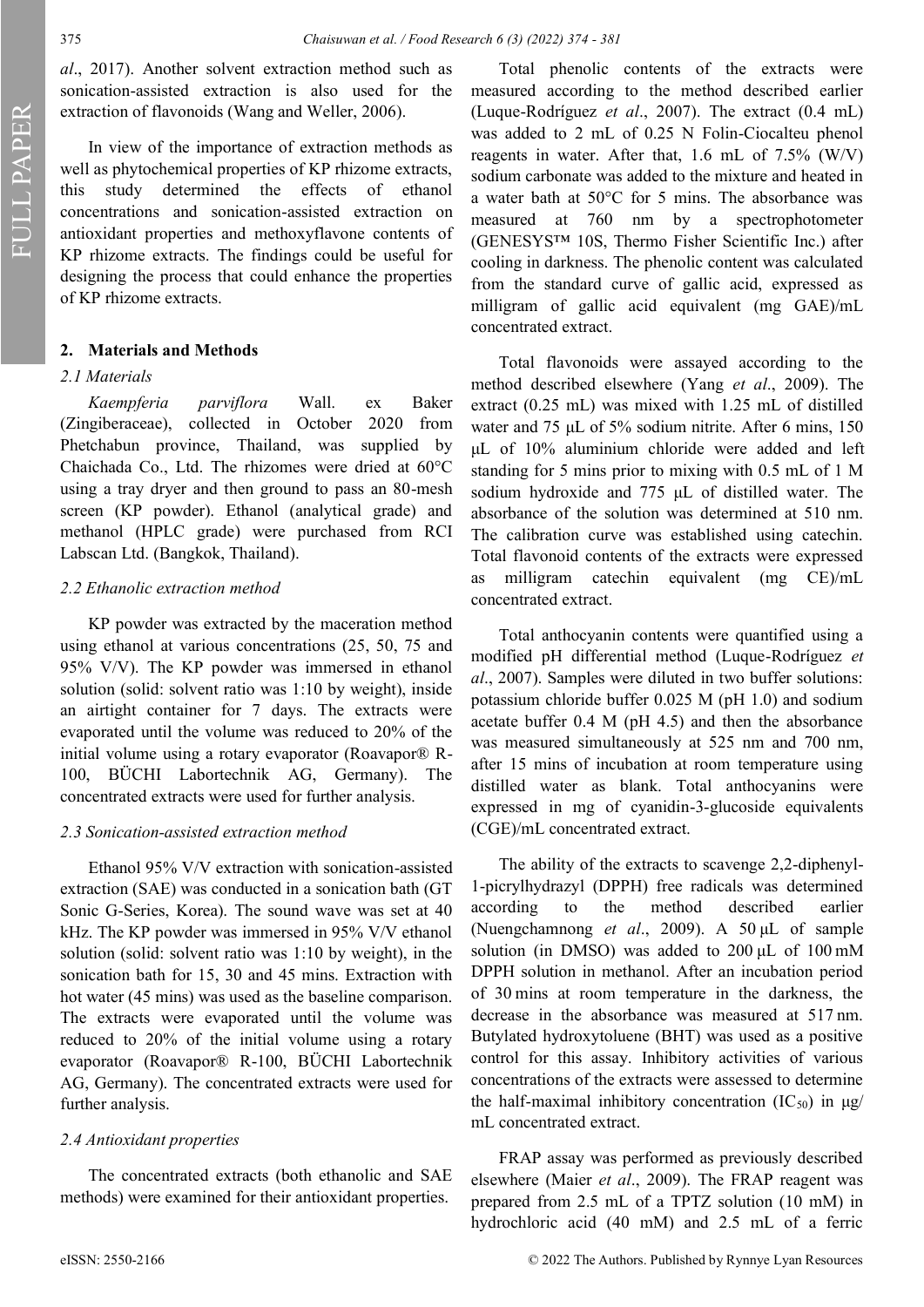*al*., 2017). Another solvent extraction method such as sonication-assisted extraction is also used for the extraction of flavonoids (Wang and Weller, 2006).

In view of the importance of extraction methods as well as phytochemical properties of KP rhizome extracts, this study determined the effects of ethanol concentrations and sonication-assisted extraction on antioxidant properties and methoxyflavone contents of KP rhizome extracts. The findings could be useful for designing the process that could enhance the properties of KP rhizome extracts.

## 2. Materials and Methods

### *2.1 Materials*

*Kaempferia parviflora* Wall. ex Baker (Zingiberaceae), collected in October 2020 from Phetchabun province, Thailand, was supplied by Chaichada Co., Ltd. The rhizomes were dried at 60°C using a tray dryer and then ground to pass an 80-mesh screen (KP powder). Ethanol (analytical grade) and methanol (HPLC grade) were purchased from RCI Labscan Ltd. (Bangkok, Thailand).

### *2.2 Ethanolic extraction method*

KP powder was extracted by the maceration method using ethanol at various concentrations (25, 50, 75 and 95% V/V). The KP powder was immersed in ethanol solution (solid: solvent ratio was 1:10 by weight), inside an airtight container for 7 days. The extracts were evaporated until the volume was reduced to 20% of the initial volume using a rotary evaporator (Roavapor® R-100, BÜCHI Labortechnik AG, Germany). The concentrated extracts were used for further analysis.

### *2.3 Sonication-assisted extraction method*

Ethanol 95% V/V extraction with sonication-assisted extraction (SAE) was conducted in a sonication bath (GT Sonic G-Series, Korea). The sound wave was set at 40 kHz. The KP powder was immersed in 95% V/V ethanol solution (solid: solvent ratio was 1:10 by weight), in the sonication bath for 15, 30 and 45 mins. Extraction with hot water (45 mins) was used as the baseline comparison. The extracts were evaporated until the volume was reduced to 20% of the initial volume using a rotary evaporator (Roavapor® R-100, BÜCHI Labortechnik AG, Germany). The concentrated extracts were used for further analysis.

### *2.4 Antioxidant properties*

The concentrated extracts (both ethanolic and SAE methods) were examined for their antioxidant properties.

Total phenolic contents of the extracts were measured according to the method described earlier (Luque-Rodríguez *et al*., 2007). The extract (0.4 mL) was added to 2 mL of 0.25 N Folin-Ciocalteu phenol reagents in water. After that, 1.6 mL of 7.5% (W/V) sodium carbonate was added to the mixture and heated in a water bath at 50°C for 5 mins. The absorbance was measured at 760 nm by a spectrophotometer (GENESYS™ 10S, Thermo Fisher Scientific Inc.) after cooling in darkness. The phenolic content was calculated from the standard curve of gallic acid, expressed as milligram of gallic acid equivalent (mg GAE)/mL concentrated extract.

Total flavonoids were assayed according to the method described elsewhere (Yang *et al*., 2009). The extract (0.25 mL) was mixed with 1.25 mL of distilled water and 75 µL of 5% sodium nitrite. After 6 mins, 150 µL of 10% aluminium chloride were added and left standing for 5 mins prior to mixing with 0.5 mL of 1 M sodium hydroxide and 775 µL of distilled water. The absorbance of the solution was determined at 510 nm. The calibration curve was established using catechin. Total flavonoid contents of the extracts were expressed as milligram catechin equivalent (mg CE)/mL concentrated extract.

Total anthocyanin contents were quantified using a modified pH differential method (Luque-Rodríguez *et al*., 2007). Samples were diluted in two buffer solutions: potassium chloride buffer 0.025 M (pH 1.0) and sodium acetate buffer 0.4 M (pH 4.5) and then the absorbance was measured simultaneously at 525 nm and 700 nm, after 15 mins of incubation at room temperature using distilled water as blank. Total anthocyanins were expressed in mg of cyanidin-3-glucoside equivalents (CGE)/mL concentrated extract.

The ability of the extracts to scavenge 2,2-diphenyl-1-picrylhydrazyl (DPPH) free radicals was determined according to the method described earlier (Nuengchamnong *et al*., 2009). A 50 µL of sample solution (in DMSO) was added to 200 µL of 100 mM DPPH solution in methanol. After an incubation period of 30 mins at room temperature in the darkness, the decrease in the absorbance was measured at 517 nm. Butylated hydroxytoluene (BHT) was used as a positive control for this assay. Inhibitory activities of various concentrations of the extracts were assessed to determine the half-maximal inhibitory concentration ($IC_{50}$) in µg/mL concentrated extract.

FRAP assay was performed as previously described elsewhere (Maier *et al*., 2009). The FRAP reagent was prepared from 2.5 mL of a TPTZ solution (10 mM) in hydrochloric acid (40 mM) and 2.5 mL of a ferric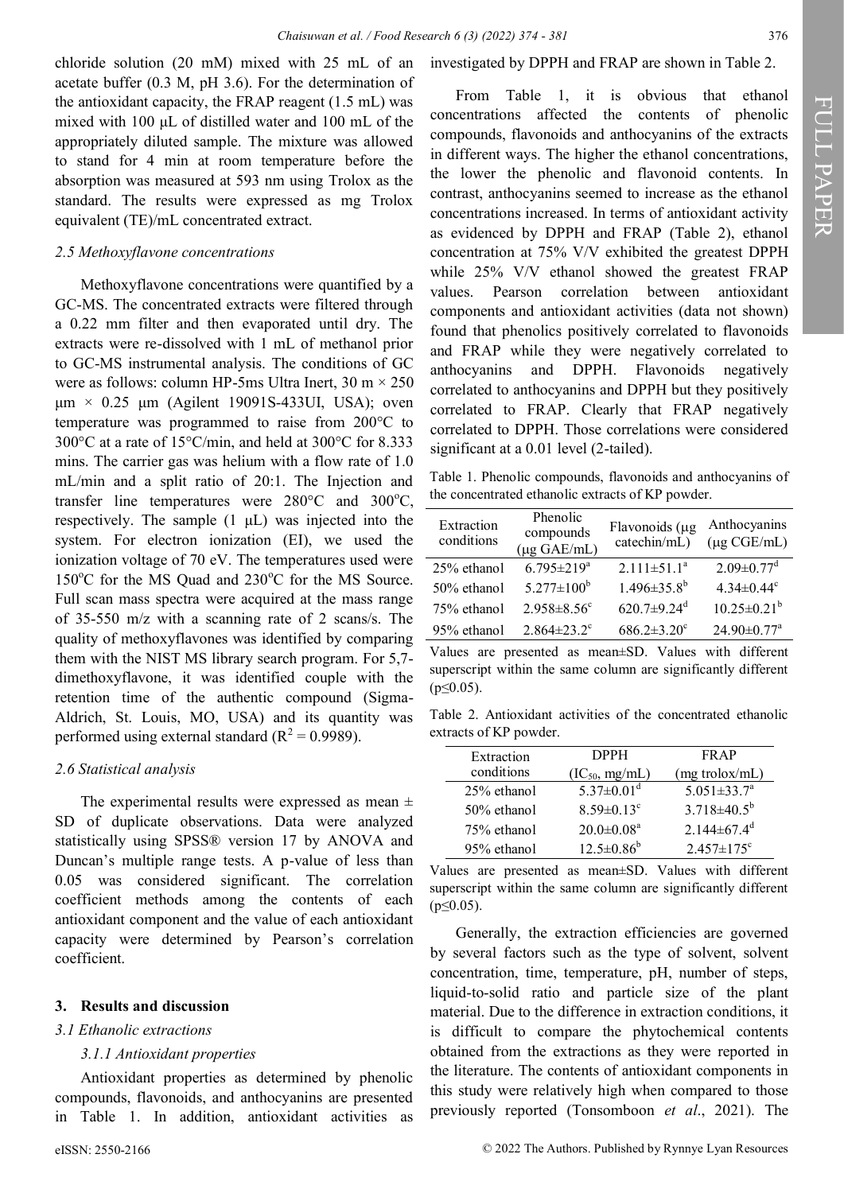chloride solution (20 mM) mixed with 25 mL of an acetate buffer (0.3 M, pH 3.6). For the determination of the antioxidant capacity, the FRAP reagent (1.5 mL) was mixed with 100 μL of distilled water and 100 mL of the appropriately diluted sample. The mixture was allowed to stand for 4 min at room temperature before the absorption was measured at 593 nm using Trolox as the standard. The results were expressed as mg Trolox equivalent (TE)/mL concentrated extract.

### 2.5 Methoxyflavone concentrations

Methoxyflavone concentrations were quantified by a GC-MS. The concentrated extracts were filtered through a 0.22 mm filter and then evaporated until dry. The extracts were re-dissolved with 1 mL of methanol prior to GC-MS instrumental analysis. The conditions of GC were as follows: column HP-5ms Ultra Inert, 30 m × 250 μm × 0.25 μm (Agilent 19091S-433UI, USA); oven temperature was programmed to raise from 200°C to 300°C at a rate of 15°C/min, and held at 300°C for 8.333 mins. The carrier gas was helium with a flow rate of 1.0 mL/min and a split ratio of 20:1. The Injection and transfer line temperatures were 280°C and 300°C, respectively. The sample (1 μL) was injected into the system. For electron ionization (EI), we used the ionization voltage of 70 eV. The temperatures used were 150°C for the MS Quad and 230°C for the MS Source. Full scan mass spectra were acquired at the mass range of 35-550 m/z with a scanning rate of 2 scans/s. The quality of methoxyflavones was identified by comparing them with the NIST MS library search program. For 5,7-dimethoxyflavone, it was identified couple with the retention time of the authentic compound (Sigma-Aldrich, St. Louis, MO, USA) and its quantity was performed using external standard ($R^2 = 0.9989$).

### 2.6 Statistical analysis

The experimental results were expressed as mean ± SD of duplicate observations. Data were analyzed statistically using SPSS® version 17 by ANOVA and Duncan's multiple range tests. A p-value of less than 0.05 was considered significant. The correlation coefficient methods among the contents of each antioxidant component and the value of each antioxidant capacity were determined by Pearson's correlation coefficient.

## 3. Results and discussion

### 3.1 Ethanolic extractions

#### 3.1.1 Antioxidant properties

Antioxidant properties as determined by phenolic compounds, flavonoids, and anthocyanins are presented in Table 1. In addition, antioxidant activities as investigated by DPPH and FRAP are shown in Table 2.

From Table 1, it is obvious that ethanol concentrations affected the contents of phenolic compounds, flavonoids and anthocyanins of the extracts in different ways. The higher the ethanol concentrations, the lower the phenolic and flavonoid contents. In contrast, anthocyanins seemed to increase as the ethanol concentrations increased. In terms of antioxidant activity as evidenced by DPPH and FRAP (Table 2), ethanol concentration at 75% V/V exhibited the greatest DPPH while 25% V/V ethanol showed the greatest FRAP values. Pearson correlation between antioxidant components and antioxidant activities (data not shown) found that phenolics positively correlated to flavonoids and FRAP while they were negatively correlated to anthocyanins and DPPH. Flavonoids negatively correlated to anthocyanins and DPPH but they positively correlated to FRAP. Clearly that FRAP negatively correlated to DPPH. Those correlations were considered significant at a 0.01 level (2-tailed).

Table 1. Phenolic compounds, flavonoids and anthocyanins of the concentrated ethanolic extracts of KP powder.

| Extraction conditions | Phenolic compounds (μg GAE/mL) | Flavonoids (μg catechin/mL) | Anthocyanins (μg CGE/mL) |
|---|---|---|---|
| 25% ethanol | $6.795 \pm 219^a$ | $2.111 \pm 51.1^a$ | $2.09 \pm 0.77^d$ |
| 50% ethanol | $5.277 \pm 100^b$ | $1.496 \pm 35.8^b$ | $4.34 \pm 0.44^c$ |
| 75% ethanol | $2.958 \pm 8.56^c$ | $620.7 \pm 9.24^d$ | $10.25 \pm 0.21^b$ |
| 95% ethanol | $2.864 \pm 23.2^c$ | $686.2 \pm 3.20^c$ | $24.90 \pm 0.77^a$ |

Values are presented as mean±SD. Values with different superscript within the same column are significantly different ($p \leq 0.05$).

Table 2. Antioxidant activities of the concentrated ethanolic extracts of KP powder.

| Extraction conditions | DPPH ($IC_{50}$, mg/mL) | FRAP (mg trolox/mL) |
|---|---|---|
| 25% ethanol | $5.37 \pm 0.01^d$ | $5.051 \pm 33.7^a$ |
| 50% ethanol | $8.59 \pm 0.13^c$ | $3.718 \pm 40.5^b$ |
| 75% ethanol | $20.0 \pm 0.08^a$ | $2.144 \pm 67.4^d$ |
| 95% ethanol | $12.5 \pm 0.86^b$ | $2.457 \pm 175^c$ |

Values are presented as mean±SD. Values with different superscript within the same column are significantly different ($p \leq 0.05$).

Generally, the extraction efficiencies are governed by several factors such as the type of solvent, solvent concentration, time, temperature, pH, number of steps, liquid-to-solid ratio and particle size of the plant material. Due to the difference in extraction conditions, it is difficult to compare the phytochemical contents obtained from the extractions as they were reported in the literature. The contents of antioxidant components in this study were relatively high when compared to those previously reported (Tonsomboon *et al*., 2021). The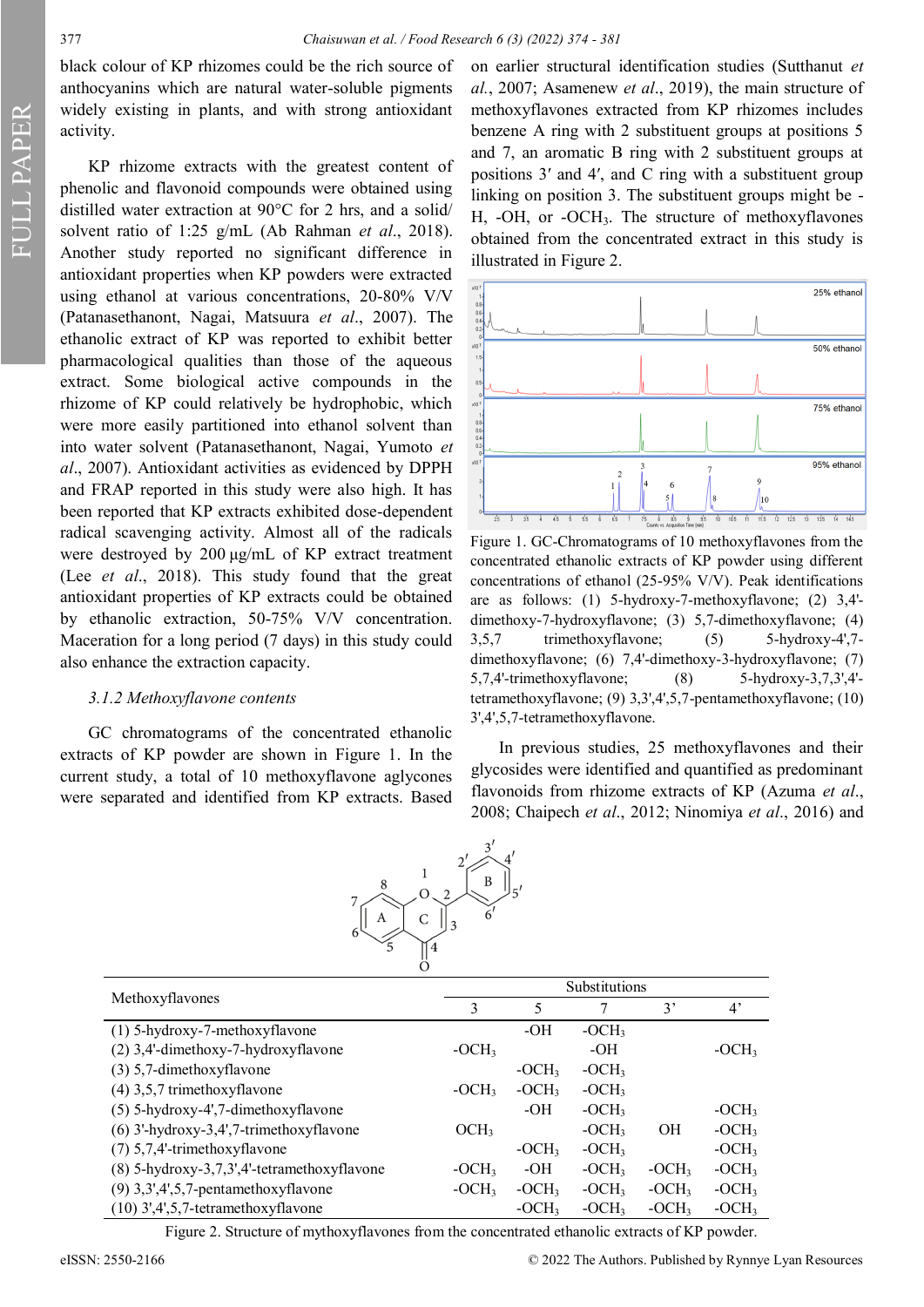black colour of KP rhizomes could be the rich source of anthocyanins which are natural water-soluble pigments widely existing in plants, and with strong antioxidant activity.

KP rhizome extracts with the greatest content of phenolic and flavonoid compounds were obtained using distilled water extraction at 90°C for 2 hrs, and a solid/solvent ratio of 1:25 g/mL (Ab Rahman *et al.*, 2018). Another study reported no significant difference in antioxidant properties when KP powders were extracted using ethanol at various concentrations, 20-80% V/V (Patanasethanont, Nagai, Matsuura *et al.*, 2007). The ethanolic extract of KP was reported to exhibit better pharmacological qualities than those of the aqueous extract. Some biological active compounds in the rhizome of KP could relatively be hydrophobic, which were more easily partitioned into ethanol solvent than into water solvent (Patanasethanont, Nagai, Yumoto *et al.*, 2007). Antioxidant activities as evidenced by DPPH and FRAP reported in this study were also high. It has been reported that KP extracts exhibited dose-dependent radical scavenging activity. Almost all of the radicals were destroyed by 200 µg/mL of KP extract treatment (Lee *et al.*, 2018). This study found that the great antioxidant properties of KP extracts could be obtained by ethanolic extraction, 50-75% V/V concentration. Maceration for a long period (7 days) in this study could also enhance the extraction capacity.

### *3.1.2 Methoxyflavone contents*

GC chromatograms of the concentrated ethanolic extracts of KP powder are shown in Figure 1. In the current study, a total of 10 methoxyflavone aglycones were separated and identified from KP extracts. Based on earlier structural identification studies (Sutthanut *et al.*, 2007; Asamenew *et al.*, 2019), the main structure of methoxyflavones extracted from KP rhizomes includes benzene A ring with 2 substituent groups at positions 5 and 7, an aromatic B ring with 2 substituent groups at positions 3′ and 4′, and C ring with a substituent group linking on position 3. The substituent groups might be -H, -OH, or $-OCH_3$. The structure of methoxyflavones obtained from the concentrated extract in this study is illustrated in Figure 2.

Figure 1. GC-Chromatograms of 10 methoxyflavones from the concentrated ethanolic extracts of KP powder using different concentrations of ethanol (25-95% V/V). Peak identifications are as follows: (1) 5-hydroxy-7-methoxyflavone; (2) 3,4'-dimethoxy-7-hydroxyflavone; (3) 5,7-dimethoxyflavone; (4) 3,5,7 trimethoxyflavone; (5) 5-hydroxy-4',7-dimethoxyflavone; (6) 7,4'-dimethoxy-3-hydroxyflavone; (7) 5,7,4'-trimethoxyflavone; (8) 5-hydroxy-3,7,3',4'-tetramethoxyflavone; (9) 3,3',4',5,7-pentamethoxyflavone; (10) 3',4',5,7-tetramethoxyflavone.

In previous studies, 25 methoxyflavones and their glycosides were identified and quantified as predominant flavonoids from rhizome extracts of KP (Azuma *et al.*, 2008; Chaipech *et al.*, 2012; Ninomiya *et al.*, 2016) and

| Methoxyflavones | Substitutions | | | | |
|---|---|---|---|---|---|
| | 3 | 5 | 7 | 3' | 4' |
| (1) 5-hydroxy-7-methoxyflavone | | -OH | $-OCH_3$ | | |
| (2) 3,4'-dimethoxy-7-hydroxyflavone | $-OCH_3$ | | -OH | | $-OCH_3$ |
| (3) 5,7-dimethoxyflavone | | $-OCH_3$ | $-OCH_3$ | | |
| (4) 3,5,7 trimethoxyflavone | $-OCH_3$ | $-OCH_3$ | $-OCH_3$ | | |
| (5) 5-hydroxy-4',7-dimethoxyflavone | | -OH | $-OCH_3$ | | $-OCH_3$ |
| (6) 3'-hydroxy-3,4',7-trimethoxyflavone | $OCH_3$ | | $-OCH_3$ | OH | $-OCH_3$ |
| (7) 5,7,4'-trimethoxyflavone | | $-OCH_3$ | $-OCH_3$ | | $-OCH_3$ |
| (8) 5-hydroxy-3,7,3',4'-tetramethoxyflavone | $-OCH_3$ | -OH | $-OCH_3$ | $-OCH_3$ | $-OCH_3$ |
| (9) 3,3',4',5,7-pentamethoxyflavone | $-OCH_3$ | $-OCH_3$ | $-OCH_3$ | $-OCH_3$ | $-OCH_3$ |
| (10) 3',4',5,7-tetramethoxyflavone | | $-OCH_3$ | $-OCH_3$ | $-OCH_3$ | $-OCH_3$ |

Figure 2. Structure of mythoxyflavones from the concentrated ethanolic extracts of KP powder.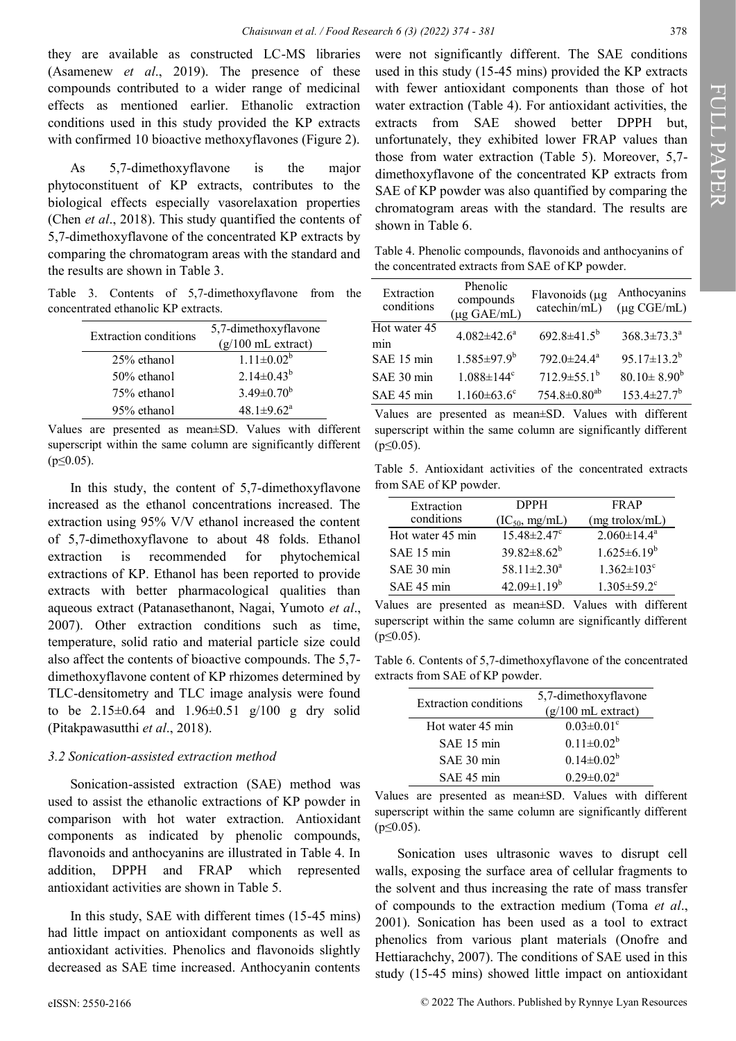they are available as constructed LC-MS libraries (Asamenew *et al*., 2019). The presence of these compounds contributed to a wider range of medicinal effects as mentioned earlier. Ethanolic extraction conditions used in this study provided the KP extracts with confirmed 10 bioactive methoxyflavones (Figure 2).

As 5,7-dimethoxyflavone is the major phytoconstituent of KP extracts, contributes to the biological effects especially vasorelaxation properties (Chen *et al*., 2018). This study quantified the contents of 5,7-dimethoxyflavone of the concentrated KP extracts by comparing the chromatogram areas with the standard and the results are shown in Table 3.

Table 3. Contents of 5,7-dimethoxyflavone from the concentrated ethanolic KP extracts.

| Extraction conditions | 5,7-dimethoxyflavone (g/100 mL extract) |
|---|---|
| 25% ethanol | $1.11 \pm 0.02^{b}$ |
| 50% ethanol | $2.14 \pm 0.43^{b}$ |
| 75% ethanol | $3.49 \pm 0.70^{b}$ |
| 95% ethanol | $48.1 \pm 9.62^{a}$ |

Values are presented as mean±SD. Values with different superscript within the same column are significantly different ($p \leq 0.05$).

In this study, the content of 5,7-dimethoxyflavone increased as the ethanol concentrations increased. The extraction using 95% V/V ethanol increased the content of 5,7-dimethoxyflavone to about 48 folds. Ethanol extraction is recommended for phytochemical extractions of KP. Ethanol has been reported to provide extracts with better pharmacological qualities than aqueous extract (Patanasethanont, Nagai, Yumoto *et al*., 2007). Other extraction conditions such as time, temperature, solid ratio and material particle size could also affect the contents of bioactive compounds. The 5,7-dimethoxyflavone content of KP rhizomes determined by TLC-densitometry and TLC image analysis were found to be 2.15±0.64 and 1.96±0.51 g/100 g dry solid (Pitakpawasutthi *et al*., 2018).

### 3.2 Sonication-assisted extraction method

Sonication-assisted extraction (SAE) method was used to assist the ethanolic extractions of KP powder in comparison with hot water extraction. Antioxidant components as indicated by phenolic compounds, flavonoids and anthocyanins are illustrated in Table 4. In addition, DPPH and FRAP which represented antioxidant activities are shown in Table 5.

In this study, SAE with different times (15-45 mins) had little impact on antioxidant components as well as antioxidant activities. Phenolics and flavonoids slightly decreased as SAE time increased. Anthocyanin contents were not significantly different. The SAE conditions used in this study (15-45 mins) provided the KP extracts with fewer antioxidant components than those of hot water extraction (Table 4). For antioxidant activities, the extracts from SAE showed better DPPH but, unfortunately, they exhibited lower FRAP values than those from water extraction (Table 5). Moreover, 5,7-dimethoxyflavone of the concentrated KP extracts from SAE of KP powder was also quantified by comparing the chromatogram areas with the standard. The results are shown in Table 6.

Table 4. Phenolic compounds, flavonoids and anthocyanins of the concentrated extracts from SAE of KP powder.

| Extraction conditions | Phenolic compounds (μg GAE/mL) | Flavonoids (μg catechin/mL) | Anthocyanins (μg CGE/mL) |
|---|---|---|---|
| Hot water 45 min | $4.082 \pm 42.6^{a}$ | $692.8 \pm 41.5^{b}$ | $368.3 \pm 73.3^{a}$ |
| SAE 15 min | $1.585 \pm 97.9^{b}$ | $792.0 \pm 24.4^{a}$ | $95.17 \pm 13.2^{b}$ |
| SAE 30 min | $1.088 \pm 144^{c}$ | $712.9 \pm 55.1^{b}$ | $80.10 \pm 8.90^{b}$ |
| SAE 45 min | $1.160 \pm 63.6^{c}$ | $754.8 \pm 0.80^{ab}$ | $153.4 \pm 27.7^{b}$ |

Values are presented as mean±SD. Values with different superscript within the same column are significantly different ($p \leq 0.05$).

Table 5. Antioxidant activities of the concentrated extracts from SAE of KP powder.

| Extraction conditions | DPPH ($IC_{50}$, mg/mL) | FRAP (mg trolox/mL) |
|---|---|---|
| Hot water 45 min | $15.48 \pm 2.47^{c}$ | $2.060 \pm 14.4^{a}$ |
| SAE 15 min | $39.82 \pm 8.62^{b}$ | $1.625 \pm 6.19^{b}$ |
| SAE 30 min | $58.11 \pm 2.30^{a}$ | $1.362 \pm 103^{c}$ |
| SAE 45 min | $42.09 \pm 1.19^{b}$ | $1.305 \pm 59.2^{c}$ |

Values are presented as mean±SD. Values with different superscript within the same column are significantly different ($p \leq 0.05$).

Table 6. Contents of 5,7-dimethoxyflavone of the concentrated extracts from SAE of KP powder.

| Extraction conditions | 5,7-dimethoxyflavone (g/100 mL extract) |
|---|---|
| Hot water 45 min | $0.03 \pm 0.01^{c}$ |
| SAE 15 min | $0.11 \pm 0.02^{b}$ |
| SAE 30 min | $0.14 \pm 0.02^{b}$ |
| SAE 45 min | $0.29 \pm 0.02^{a}$ |

Values are presented as mean±SD. Values with different superscript within the same column are significantly different ($p \leq 0.05$).

Sonication uses ultrasonic waves to disrupt cell walls, exposing the surface area of cellular fragments to the solvent and thus increasing the rate of mass transfer of compounds to the extraction medium (Toma *et al*., 2001). Sonication has been used as a tool to extract phenolics from various plant materials (Onofre and Hettiarachchy, 2007). The conditions of SAE used in this study (15-45 mins) showed little impact on antioxidant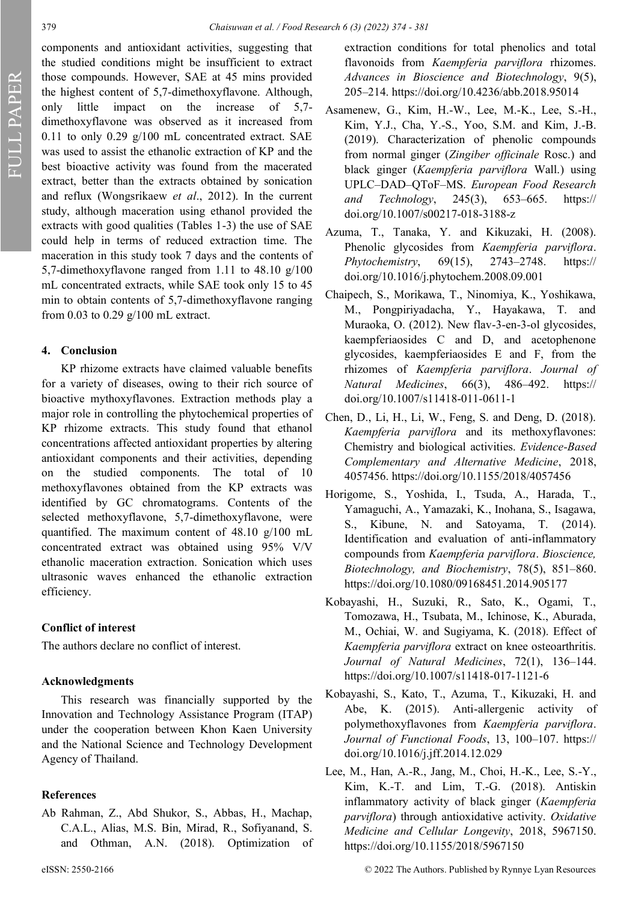components and antioxidant activities, suggesting that the studied conditions might be insufficient to extract those compounds. However, SAE at 45 mins provided the highest content of 5,7-dimethoxyflavone. Although, only little impact on the increase of 5,7-dimethoxyflavone was observed as it increased from 0.11 to only 0.29 g/100 mL concentrated extract. SAE was used to assist the ethanolic extraction of KP and the best bioactive activity was found from the macerated extract, better than the extracts obtained by sonication and reflux (Wongsrikaew *et al*., 2012). In the current study, although maceration using ethanol provided the extracts with good qualities (Tables 1-3) the use of SAE could help in terms of reduced extraction time. The maceration in this study took 7 days and the contents of 5,7-dimethoxyflavone ranged from 1.11 to 48.10 g/100 mL concentrated extracts, while SAE took only 15 to 45 min to obtain contents of 5,7-dimethoxyflavone ranging from 0.03 to 0.29 g/100 mL extract.

## 4. Conclusion

KP rhizome extracts have claimed valuable benefits for a variety of diseases, owing to their rich source of bioactive mythoxyflavones. Extraction methods play a major role in controlling the phytochemical properties of KP rhizome extracts. This study found that ethanol concentrations affected antioxidant properties by altering antioxidant components and their activities, depending on the studied components. The total of 10 methoxyflavones obtained from the KP extracts was identified by GC chromatograms. Contents of the selected methoxyflavone, 5,7-dimethoxyflavone, were quantified. The maximum content of 48.10 g/100 mL concentrated extract was obtained using 95% V/V ethanolic maceration extraction. Sonication which uses ultrasonic waves enhanced the ethanolic extraction efficiency.

### Conflict of interest

The authors declare no conflict of interest.

### Acknowledgments

This research was financially supported by the Innovation and Technology Assistance Program (ITAP) under the cooperation between Khon Kaen University and the National Science and Technology Development Agency of Thailand.

### References

Ab Rahman, Z., Abd Shukor, S., Abbas, H., Machap, C.A.L., Alias, M.S. Bin, Mirad, R., Sofiyanand, S. and Othman, A.N. (2018). Optimization of extraction conditions for total phenolics and total flavonoids from *Kaempferia parviflora* rhizomes. *Advances in Bioscience and Biotechnology*, 9(5), 205–214. https://doi.org/10.4236/abb.2018.95014

Asamenew, G., Kim, H.-W., Lee, M.-K., Lee, S.-H., Kim, Y.J., Cha, Y.-S., Yoo, S.M. and Kim, J.-B. (2019). Characterization of phenolic compounds from normal ginger (*Zingiber officinale* Rosc.) and black ginger (*Kaempferia parviflora* Wall.) using UPLC–DAD–QToF–MS. *European Food Research and Technology*, 245(3), 653–665. https://doi.org/10.1007/s00217-018-3188-z

Azuma, T., Tanaka, Y. and Kikuzaki, H. (2008). Phenolic glycosides from *Kaempferia parviflora*. *Phytochemistry*, 69(15), 2743–2748. https://doi.org/10.1016/j.phytochem.2008.09.001

Chaipech, S., Morikawa, T., Ninomiya, K., Yoshikawa, M., Pongpiriyadacha, Y., Hayakawa, T. and Muraoka, O. (2012). New flav-3-en-3-ol glycosides, kaempferiaosides C and D, and acetophenone glycosides, kaempferiaosides E and F, from the rhizomes of *Kaempferia parviflora*. *Journal of Natural Medicines*, 66(3), 486–492. https://doi.org/10.1007/s11418-011-0611-1

Chen, D., Li, H., Li, W., Feng, S. and Deng, D. (2018). *Kaempferia parviflora* and its methoxyflavones: Chemistry and biological activities. *Evidence-Based Complementary and Alternative Medicine*, 2018, 4057456. https://doi.org/10.1155/2018/4057456

Horigome, S., Yoshida, I., Tsuda, A., Harada, T., Yamaguchi, A., Yamazaki, K., Inohana, S., Isagawa, S., Kibune, N. and Satoyama, T. (2014). Identification and evaluation of anti-inflammatory compounds from *Kaempferia parviflora*. *Bioscience, Biotechnology, and Biochemistry*, 78(5), 851–860. https://doi.org/10.1080/09168451.2014.905177

Kobayashi, H., Suzuki, R., Sato, K., Ogami, T., Tomozawa, H., Tsubata, M., Ichinose, K., Aburada, M., Ochiai, W. and Sugiyama, K. (2018). Effect of *Kaempferia parviflora* extract on knee osteoarthritis. *Journal of Natural Medicines*, 72(1), 136–144. https://doi.org/10.1007/s11418-017-1121-6

Kobayashi, S., Kato, T., Azuma, T., Kikuzaki, H. and Abe, K. (2015). Anti-allergenic activity of polymethoxyflavones from *Kaempferia parviflora*. *Journal of Functional Foods*, 13, 100–107. https://doi.org/10.1016/j.jff.2014.12.029

Lee, M., Han, A.-R., Jang, M., Choi, H.-K., Lee, S.-Y., Kim, K.-T. and Lim, T.-G. (2018). Antiskin inflammatory activity of black ginger (*Kaempferia parviflora*) through antioxidative activity. *Oxidative Medicine and Cellular Longevity*, 2018, 5967150. https://doi.org/10.1155/2018/5967150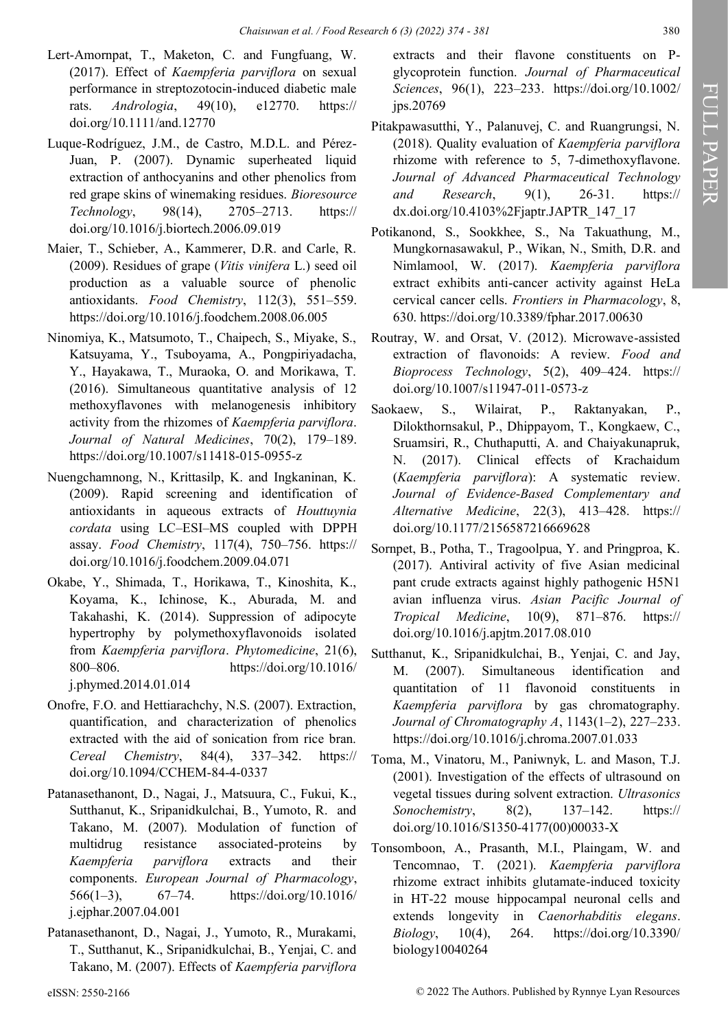Lert-Amornpat, T., Maketon, C. and Fungfuang, W. (2017). Effect of *Kaempferia parviflora* on sexual performance in streptozotocin-induced diabetic male rats. *Andrologia*, 49(10), e12770. https://doi.org/10.1111/and.12770

Luque-Rodríguez, J.M., de Castro, M.D.L. and Pérez-Juan, P. (2007). Dynamic superheated liquid extraction of anthocyanins and other phenolics from red grape skins of winemaking residues. *Bioresource Technology*, 98(14), 2705–2713. https://doi.org/10.1016/j.biortech.2006.09.019

Maier, T., Schieber, A., Kammerer, D.R. and Carle, R. (2009). Residues of grape (*Vitis vinifera* L.) seed oil production as a valuable source of phenolic antioxidants. *Food Chemistry*, 112(3), 551–559. https://doi.org/10.1016/j.foodchem.2008.06.005

Ninomiya, K., Matsumoto, T., Chaipech, S., Miyake, S., Katsuyama, Y., Tsuboyama, A., Pongpiriyadacha, Y., Hayakawa, T., Muraoka, O. and Morikawa, T. (2016). Simultaneous quantitative analysis of 12 methoxyflavones with melanogenesis inhibitory activity from the rhizomes of *Kaempferia parviflora*. *Journal of Natural Medicines*, 70(2), 179–189. https://doi.org/10.1007/s11418-015-0955-z

Nuengchamnong, N., Krittasilp, K. and Ingkaninan, K. (2009). Rapid screening and identification of antioxidants in aqueous extracts of *Houttuynia cordata* using LC–ESI–MS coupled with DPPH assay. *Food Chemistry*, 117(4), 750–756. https://doi.org/10.1016/j.foodchem.2009.04.071

Okabe, Y., Shimada, T., Horikawa, T., Kinoshita, K., Koyama, K., Ichinose, K., Aburada, M. and Takahashi, K. (2014). Suppression of adipocyte hypertrophy by polymethoxyflavonoids isolated from *Kaempferia parviflora*. *Phytomedicine*, 21(6), 800–806. https://doi.org/10.1016/j.phymed.2014.01.014

Onofre, F.O. and Hettiarachchy, N.S. (2007). Extraction, quantification, and characterization of phenolics extracted with the aid of sonication from rice bran. *Cereal Chemistry*, 84(4), 337–342. https://doi.org/10.1094/CCHEM-84-4-0337

Patanasethanont, D., Nagai, J., Matsuura, C., Fukui, K., Sutthanut, K., Sripanidkulchai, B., Yumoto, R. and Takano, M. (2007). Modulation of function of multidrug resistance associated-proteins by *Kaempferia parviflora* extracts and their components. *European Journal of Pharmacology*, 566(1–3), 67–74. https://doi.org/10.1016/j.ejphar.2007.04.001

Patanasethanont, D., Nagai, J., Yumoto, R., Murakami, T., Sutthanut, K., Sripanidkulchai, B., Yenjai, C. and Takano, M. (2007). Effects of *Kaempferia parviflora* extracts and their flavone constituents on P-glycoprotein function. *Journal of Pharmaceutical Sciences*, 96(1), 223–233. https://doi.org/10.1002/jps.20769

Pitakpawasutthi, Y., Palanuvej, C. and Ruangrungsi, N. (2018). Quality evaluation of *Kaempferia parviflora* rhizome with reference to 5, 7-dimethoxyflavone. *Journal of Advanced Pharmaceutical Technology and Research*, 9(1), 26-31. https://dx.doi.org/10.4103%2Fjaptr.JAPTR_147_17

Potikanond, S., Sookkhee, S., Na Takuathung, M., Mungkornasawakul, P., Wikan, N., Smith, D.R. and Nimlamool, W. (2017). *Kaempferia parviflora* extract exhibits anti-cancer activity against HeLa cervical cancer cells. *Frontiers in Pharmacology*, 8, 630. https://doi.org/10.3389/fphar.2017.00630

Routray, W. and Orsat, V. (2012). Microwave-assisted extraction of flavonoids: A review. *Food and Bioprocess Technology*, 5(2), 409–424. https://doi.org/10.1007/s11947-011-0573-z

Saokaew, S., Wilairat, P., Raktanyakan, P., Dilokthornsakul, P., Dhippayom, T., Kongkaew, C., Sruamsiri, R., Chuthaputti, A. and Chaiyakunapruk, N. (2017). Clinical effects of Krachaidum (*Kaempferia parviflora*): A systematic review. *Journal of Evidence-Based Complementary and Alternative Medicine*, 22(3), 413–428. https://doi.org/10.1177/2156587216669628

Sornpet, B., Potha, T., Tragoolpua, Y. and Pringproa, K. (2017). Antiviral activity of five Asian medicinal pant crude extracts against highly pathogenic H5N1 avian influenza virus. *Asian Pacific Journal of Tropical Medicine*, 10(9), 871–876. https://doi.org/10.1016/j.apjtm.2017.08.010

Sutthanut, K., Sripanidkulchai, B., Yenjai, C. and Jay, M. (2007). Simultaneous identification and quantitation of 11 flavonoid constituents in *Kaempferia parviflora* by gas chromatography. *Journal of Chromatography A*, 1143(1–2), 227–233. https://doi.org/10.1016/j.chroma.2007.01.033

Toma, M., Vinatoru, M., Paniwnyk, L. and Mason, T.J. (2001). Investigation of the effects of ultrasound on vegetal tissues during solvent extraction. *Ultrasonics Sonochemistry*, 8(2), 137–142. https://doi.org/10.1016/S1350-4177(00)00033-X

Tonsomboon, A., Prasanth, M.I., Plaingam, W. and Tencomnao, T. (2021). *Kaempferia parviflora* rhizome extract inhibits glutamate-induced toxicity in HT-22 mouse hippocampal neuronal cells and extends longevity in *Caenorhabditis elegans*. *Biology*, 10(4), 264. https://doi.org/10.3390/biology10040264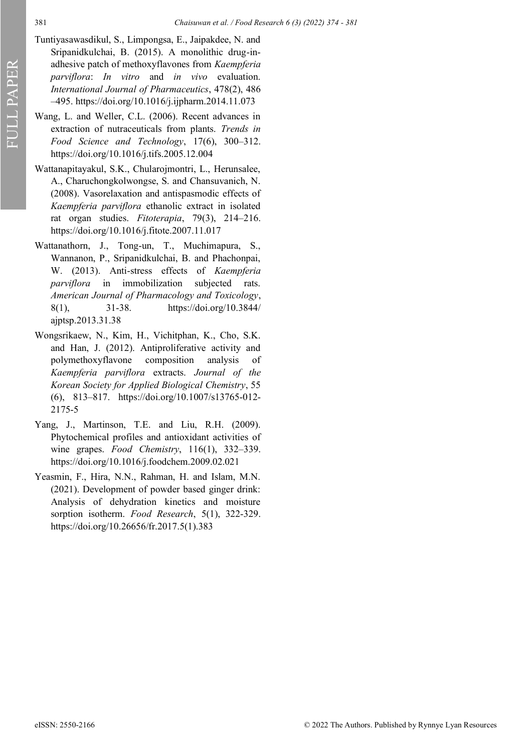Tuntiyasawasdikul, S., Limpongsa, E., Jaipakdee, N. and Sripanidkulchai, B. (2015). A monolithic drug-in-adhesive patch of methoxyflavones from *Kaempferia parviflora*: *In vitro* and *in vivo* evaluation. *International Journal of Pharmaceutics*, 478(2), 486–495. https://doi.org/10.1016/j.ijpharm.2014.11.073

Wang, L. and Weller, C.L. (2006). Recent advances in extraction of nutraceuticals from plants. *Trends in Food Science and Technology*, 17(6), 300–312. https://doi.org/10.1016/j.tifs.2005.12.004

Wattanapitayakul, S.K., Chularojmontri, L., Herunsalee, A., Charuchongkolwongse, S. and Chansuvanich, N. (2008). Vasorelaxation and antispasmodic effects of *Kaempferia parviflora* ethanolic extract in isolated rat organ studies. *Fitoterapia*, 79(3), 214–216. https://doi.org/10.1016/j.fitote.2007.11.017

Wattanathorn, J., Tong-un, T., Muchimapura, S., Wannanon, P., Sripanidkulchai, B. and Phachonpai, W. (2013). Anti-stress effects of *Kaempferia parviflora* in immobilization subjected rats. *American Journal of Pharmacology and Toxicology*, 8(1), 31-38. https://doi.org/10.3844/ajptsp.2013.31.38

Wongsrikaew, N., Kim, H., Vichitphan, K., Cho, S.K. and Han, J. (2012). Antiproliferative activity and polymethoxyflavone composition analysis of *Kaempferia parviflora* extracts. *Journal of the Korean Society for Applied Biological Chemistry*, 55 (6), 813–817. https://doi.org/10.1007/s13765-012-2175-5

Yang, J., Martinson, T.E. and Liu, R.H. (2009). Phytochemical profiles and antioxidant activities of wine grapes. *Food Chemistry*, 116(1), 332–339. https://doi.org/10.1016/j.foodchem.2009.02.021

Yeasmin, F., Hira, N.N., Rahman, H. and Islam, M.N. (2021). Development of powder based ginger drink: Analysis of dehydration kinetics and moisture sorption isotherm. *Food Research*, 5(1), 322-329. https://doi.org/10.26656/fr.2017.5(1).383